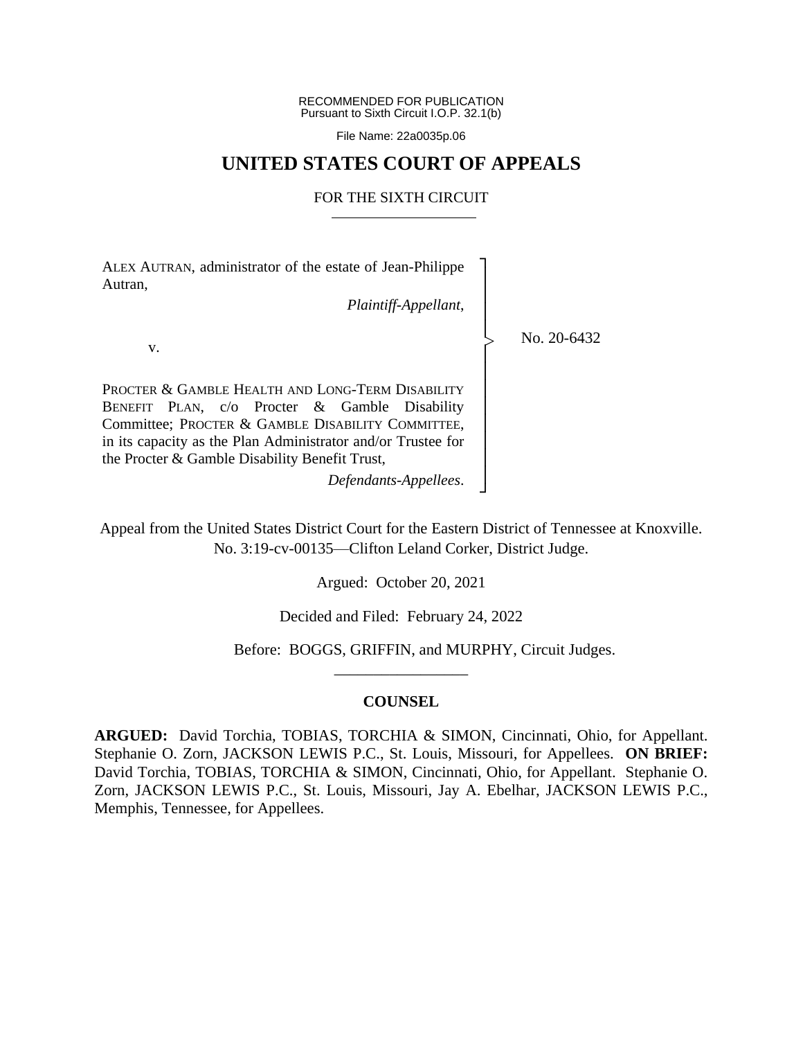RECOMMENDED FOR PUBLICATION
Pursuant to Sixth Circuit I.O.P. 32.1(b)

File Name: 22a0035p.06

# UNITED STATES COURT OF APPEALS

## FOR THE SIXTH CIRCUIT

ALEX AUTRAN, administrator of the estate of Jean-Philippe Autran,

*Plaintiff-Appellant*,

v.

PROCTER & GAMBLE HEALTH AND LONG-TERM DISABILITY BENEFIT PLAN, c/o Procter & Gamble Disability Committee; PROCTER & GAMBLE DISABILITY COMMITTEE, in its capacity as the Plan Administrator and/or Trustee for the Procter & Gamble Disability Benefit Trust,

*Defendants-Appellees*.

No. 20-6432

Appeal from the United States District Court for the Eastern District of Tennessee at Knoxville.
No. 3:19-cv-00135—Clifton Leland Corker, District Judge.

Argued: October 20, 2021

Decided and Filed: February 24, 2022

Before: BOGGS, GRIFFIN, and MURPHY, Circuit Judges.

## COUNSEL

**ARGUED:** David Torchia, TOBIAS, TORCHIA & SIMON, Cincinnati, Ohio, for Appellant. Stephanie O. Zorn, JACKSON LEWIS P.C., St. Louis, Missouri, for Appellees. **ON BRIEF:** David Torchia, TOBIAS, TORCHIA & SIMON, Cincinnati, Ohio, for Appellant. Stephanie O. Zorn, JACKSON LEWIS P.C., St. Louis, Missouri, Jay A. Ebelhar, JACKSON LEWIS P.C., Memphis, Tennessee, for Appellees.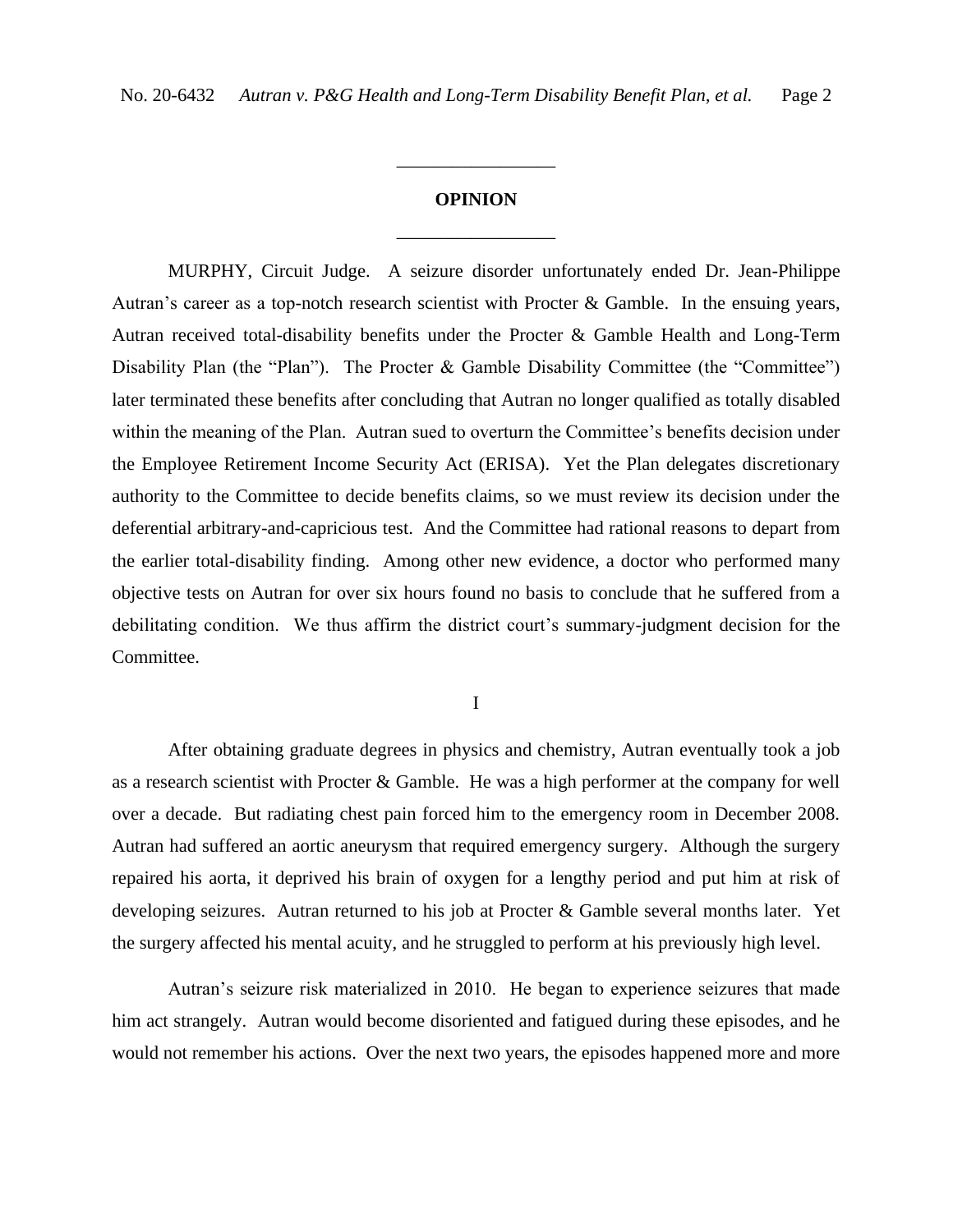## OPINION

MURPHY, Circuit Judge. A seizure disorder unfortunately ended Dr. Jean-Philippe Autran's career as a top-notch research scientist with Procter & Gamble. In the ensuing years, Autran received total-disability benefits under the Procter & Gamble Health and Long-Term Disability Plan (the "Plan"). The Procter & Gamble Disability Committee (the "Committee") later terminated these benefits after concluding that Autran no longer qualified as totally disabled within the meaning of the Plan. Autran sued to overturn the Committee's benefits decision under the Employee Retirement Income Security Act (ERISA). Yet the Plan delegates discretionary authority to the Committee to decide benefits claims, so we must review its decision under the deferential arbitrary-and-capricious test. And the Committee had rational reasons to depart from the earlier total-disability finding. Among other new evidence, a doctor who performed many objective tests on Autran for over six hours found no basis to conclude that he suffered from a debilitating condition. We thus affirm the district court's summary-judgment decision for the Committee.

## I

After obtaining graduate degrees in physics and chemistry, Autran eventually took a job as a research scientist with Procter & Gamble. He was a high performer at the company for well over a decade. But radiating chest pain forced him to the emergency room in December 2008. Autran had suffered an aortic aneurysm that required emergency surgery. Although the surgery repaired his aorta, it deprived his brain of oxygen for a lengthy period and put him at risk of developing seizures. Autran returned to his job at Procter & Gamble several months later. Yet the surgery affected his mental acuity, and he struggled to perform at his previously high level.

Autran's seizure risk materialized in 2010. He began to experience seizures that made him act strangely. Autran would become disoriented and fatigued during these episodes, and he would not remember his actions. Over the next two years, the episodes happened more and more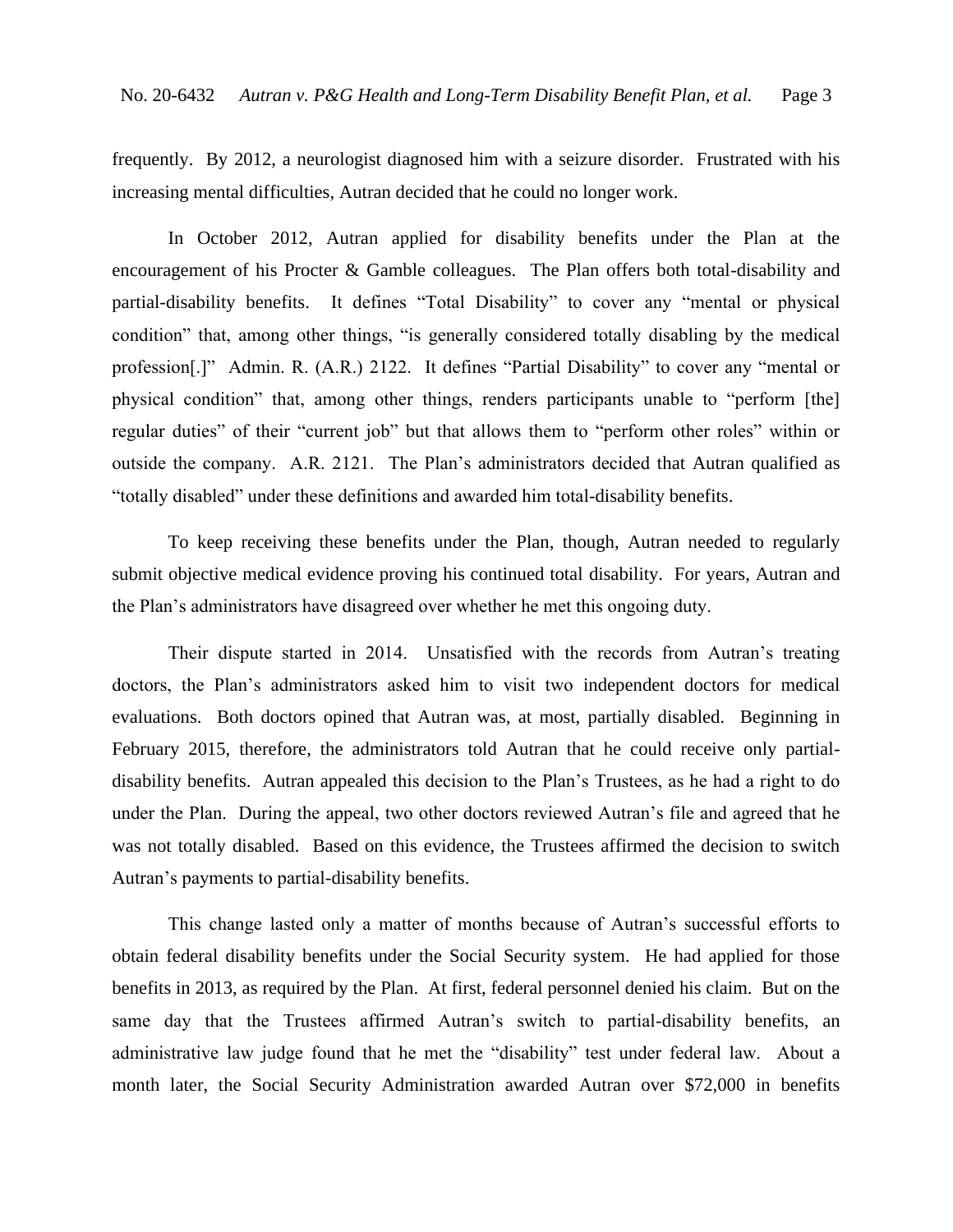frequently. By 2012, a neurologist diagnosed him with a seizure disorder. Frustrated with his increasing mental difficulties, Autran decided that he could no longer work.

In October 2012, Autran applied for disability benefits under the Plan at the encouragement of his Procter & Gamble colleagues. The Plan offers both total-disability and partial-disability benefits. It defines "Total Disability" to cover any "mental or physical condition" that, among other things, "is generally considered totally disabling by the medical profession[.]" Admin. R. (A.R.) 2122. It defines "Partial Disability" to cover any "mental or physical condition" that, among other things, renders participants unable to "perform [the] regular duties" of their "current job" but that allows them to "perform other roles" within or outside the company. A.R. 2121. The Plan's administrators decided that Autran qualified as "totally disabled" under these definitions and awarded him total-disability benefits.

To keep receiving these benefits under the Plan, though, Autran needed to regularly submit objective medical evidence proving his continued total disability. For years, Autran and the Plan's administrators have disagreed over whether he met this ongoing duty.

Their dispute started in 2014. Unsatisfied with the records from Autran's treating doctors, the Plan's administrators asked him to visit two independent doctors for medical evaluations. Both doctors opined that Autran was, at most, partially disabled. Beginning in February 2015, therefore, the administrators told Autran that he could receive only partial-disability benefits. Autran appealed this decision to the Plan's Trustees, as he had a right to do under the Plan. During the appeal, two other doctors reviewed Autran's file and agreed that he was not totally disabled. Based on this evidence, the Trustees affirmed the decision to switch Autran's payments to partial-disability benefits.

This change lasted only a matter of months because of Autran's successful efforts to obtain federal disability benefits under the Social Security system. He had applied for those benefits in 2013, as required by the Plan. At first, federal personnel denied his claim. But on the same day that the Trustees affirmed Autran's switch to partial-disability benefits, an administrative law judge found that he met the "disability" test under federal law. About a month later, the Social Security Administration awarded Autran over $72,000 in benefits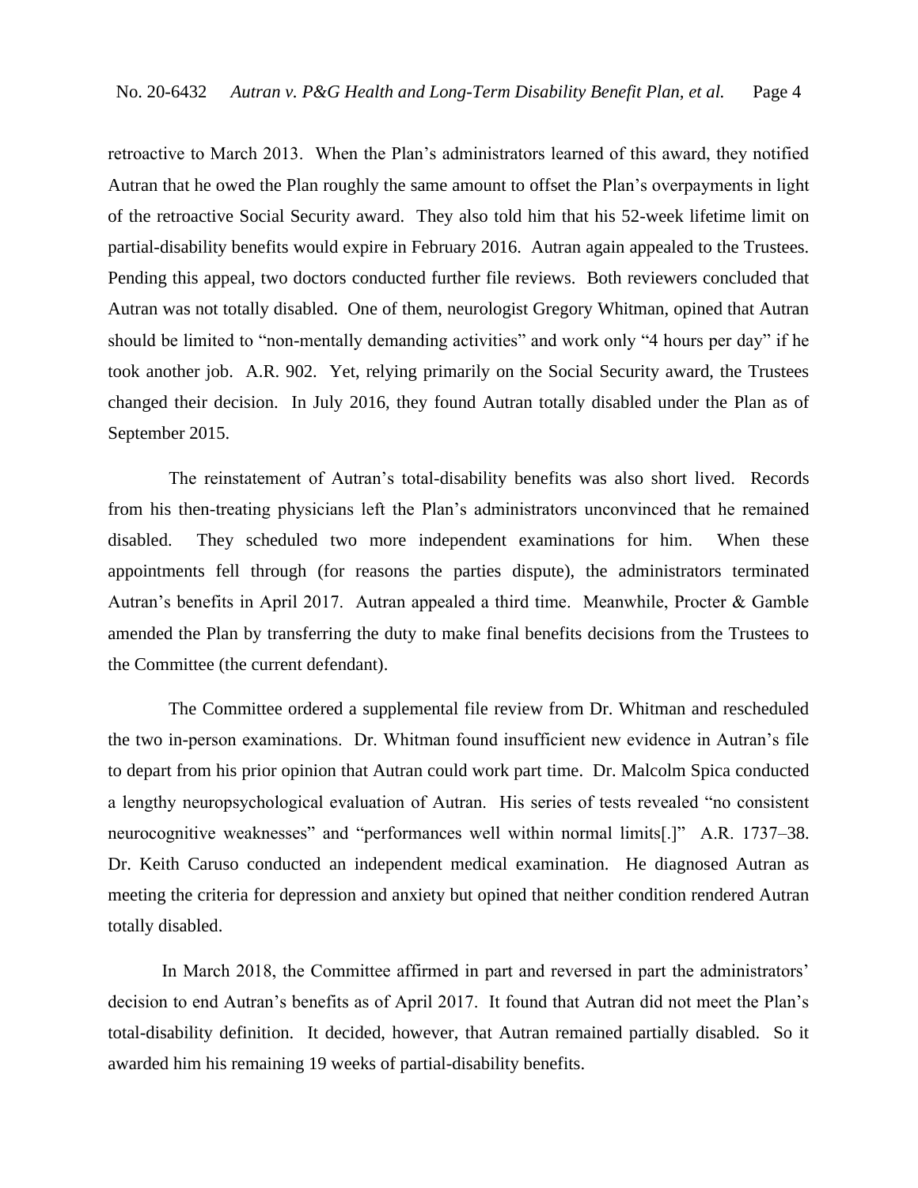retroactive to March 2013. When the Plan's administrators learned of this award, they notified Autran that he owed the Plan roughly the same amount to offset the Plan's overpayments in light of the retroactive Social Security award. They also told him that his 52-week lifetime limit on partial-disability benefits would expire in February 2016. Autran again appealed to the Trustees. Pending this appeal, two doctors conducted further file reviews. Both reviewers concluded that Autran was not totally disabled. One of them, neurologist Gregory Whitman, opined that Autran should be limited to "non-mentally demanding activities" and work only "4 hours per day" if he took another job. A.R. 902. Yet, relying primarily on the Social Security award, the Trustees changed their decision. In July 2016, they found Autran totally disabled under the Plan as of September 2015.

The reinstatement of Autran's total-disability benefits was also short lived. Records from his then-treating physicians left the Plan's administrators unconvinced that he remained disabled. They scheduled two more independent examinations for him. When these appointments fell through (for reasons the parties dispute), the administrators terminated Autran's benefits in April 2017. Autran appealed a third time. Meanwhile, Procter & Gamble amended the Plan by transferring the duty to make final benefits decisions from the Trustees to the Committee (the current defendant).

The Committee ordered a supplemental file review from Dr. Whitman and rescheduled the two in-person examinations. Dr. Whitman found insufficient new evidence in Autran's file to depart from his prior opinion that Autran could work part time. Dr. Malcolm Spica conducted a lengthy neuropsychological evaluation of Autran. His series of tests revealed "no consistent neurocognitive weaknesses" and "performances well within normal limits[.]" A.R. 1737–38. Dr. Keith Caruso conducted an independent medical examination. He diagnosed Autran as meeting the criteria for depression and anxiety but opined that neither condition rendered Autran totally disabled.

In March 2018, the Committee affirmed in part and reversed in part the administrators' decision to end Autran's benefits as of April 2017. It found that Autran did not meet the Plan's total-disability definition. It decided, however, that Autran remained partially disabled. So it awarded him his remaining 19 weeks of partial-disability benefits.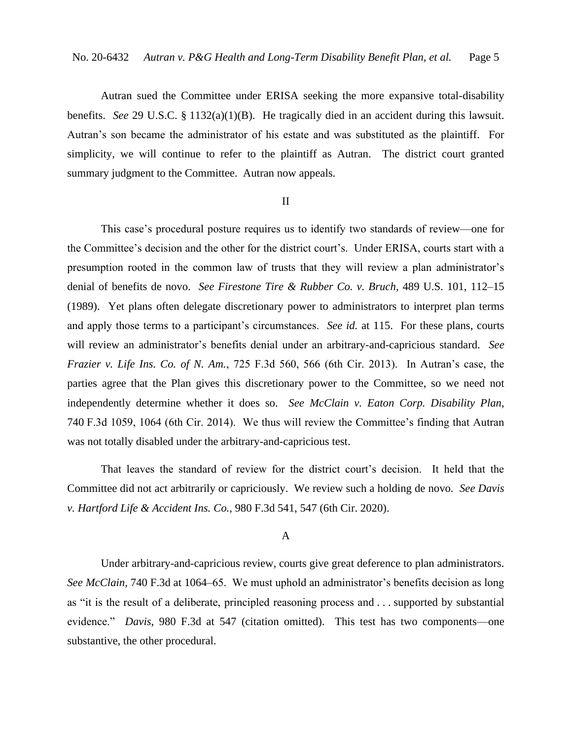Autran sued the Committee under ERISA seeking the more expansive total-disability benefits. *See* 29 U.S.C. § 1132(a)(1)(B). He tragically died in an accident during this lawsuit. Autran's son became the administrator of his estate and was substituted as the plaintiff. For simplicity, we will continue to refer to the plaintiff as Autran. The district court granted summary judgment to the Committee. Autran now appeals.

## II

This case's procedural posture requires us to identify two standards of review—one for the Committee's decision and the other for the district court's. Under ERISA, courts start with a presumption rooted in the common law of trusts that they will review a plan administrator's denial of benefits de novo. *See Firestone Tire & Rubber Co. v. Bruch*, 489 U.S. 101, 112–15 (1989). Yet plans often delegate discretionary power to administrators to interpret plan terms and apply those terms to a participant's circumstances. *See id.* at 115. For these plans, courts will review an administrator's benefits denial under an arbitrary-and-capricious standard. *See Frazier v. Life Ins. Co. of N. Am.*, 725 F.3d 560, 566 (6th Cir. 2013). In Autran's case, the parties agree that the Plan gives this discretionary power to the Committee, so we need not independently determine whether it does so. *See McClain v. Eaton Corp. Disability Plan*, 740 F.3d 1059, 1064 (6th Cir. 2014). We thus will review the Committee's finding that Autran was not totally disabled under the arbitrary-and-capricious test.

That leaves the standard of review for the district court's decision. It held that the Committee did not act arbitrarily or capriciously. We review such a holding de novo. *See Davis v. Hartford Life & Accident Ins. Co.*, 980 F.3d 541, 547 (6th Cir. 2020).

### A

Under arbitrary-and-capricious review, courts give great deference to plan administrators. *See McClain*, 740 F.3d at 1064–65. We must uphold an administrator's benefits decision as long as "it is the result of a deliberate, principled reasoning process and . . . supported by substantial evidence." *Davis*, 980 F.3d at 547 (citation omitted). This test has two components—one substantive, the other procedural.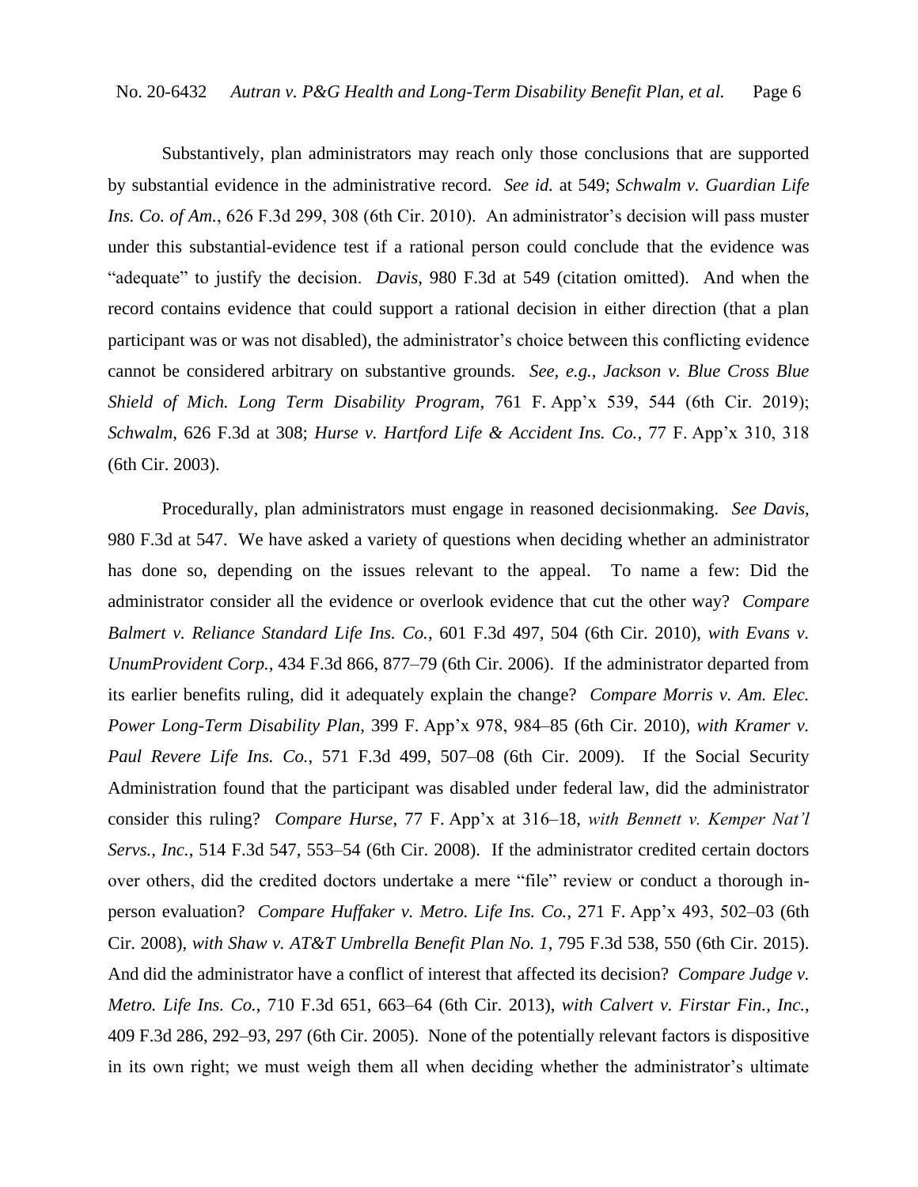Substantively, plan administrators may reach only those conclusions that are supported by substantial evidence in the administrative record. *See id.* at 549; *Schwalm v. Guardian Life Ins. Co. of Am.*, 626 F.3d 299, 308 (6th Cir. 2010). An administrator's decision will pass muster under this substantial-evidence test if a rational person could conclude that the evidence was "adequate" to justify the decision. *Davis*, 980 F.3d at 549 (citation omitted). And when the record contains evidence that could support a rational decision in either direction (that a plan participant was or was not disabled), the administrator's choice between this conflicting evidence cannot be considered arbitrary on substantive grounds. *See, e.g.*, *Jackson v. Blue Cross Blue Shield of Mich. Long Term Disability Program*, 761 F. App'x 539, 544 (6th Cir. 2019); *Schwalm*, 626 F.3d at 308; *Hurse v. Hartford Life & Accident Ins. Co.*, 77 F. App'x 310, 318 (6th Cir. 2003).

Procedurally, plan administrators must engage in reasoned decisionmaking. *See Davis*, 980 F.3d at 547. We have asked a variety of questions when deciding whether an administrator has done so, depending on the issues relevant to the appeal. To name a few: Did the administrator consider all the evidence or overlook evidence that cut the other way? *Compare Balmert v. Reliance Standard Life Ins. Co.*, 601 F.3d 497, 504 (6th Cir. 2010), *with Evans v. UnumProvident Corp.*, 434 F.3d 866, 877–79 (6th Cir. 2006). If the administrator departed from its earlier benefits ruling, did it adequately explain the change? *Compare Morris v. Am. Elec. Power Long-Term Disability Plan*, 399 F. App'x 978, 984–85 (6th Cir. 2010), *with Kramer v. Paul Revere Life Ins. Co.*, 571 F.3d 499, 507–08 (6th Cir. 2009). If the Social Security Administration found that the participant was disabled under federal law, did the administrator consider this ruling? *Compare Hurse*, 77 F. App'x at 316–18, *with Bennett v. Kemper Nat'l Servs., Inc.*, 514 F.3d 547, 553–54 (6th Cir. 2008). If the administrator credited certain doctors over others, did the credited doctors undertake a mere "file" review or conduct a thorough in-person evaluation? *Compare Huffaker v. Metro. Life Ins. Co.*, 271 F. App'x 493, 502–03 (6th Cir. 2008), *with Shaw v. AT&T Umbrella Benefit Plan No. 1*, 795 F.3d 538, 550 (6th Cir. 2015). And did the administrator have a conflict of interest that affected its decision? *Compare Judge v. Metro. Life Ins. Co.*, 710 F.3d 651, 663–64 (6th Cir. 2013), *with Calvert v. Firstar Fin., Inc.*, 409 F.3d 286, 292–93, 297 (6th Cir. 2005). None of the potentially relevant factors is dispositive in its own right; we must weigh them all when deciding whether the administrator's ultimate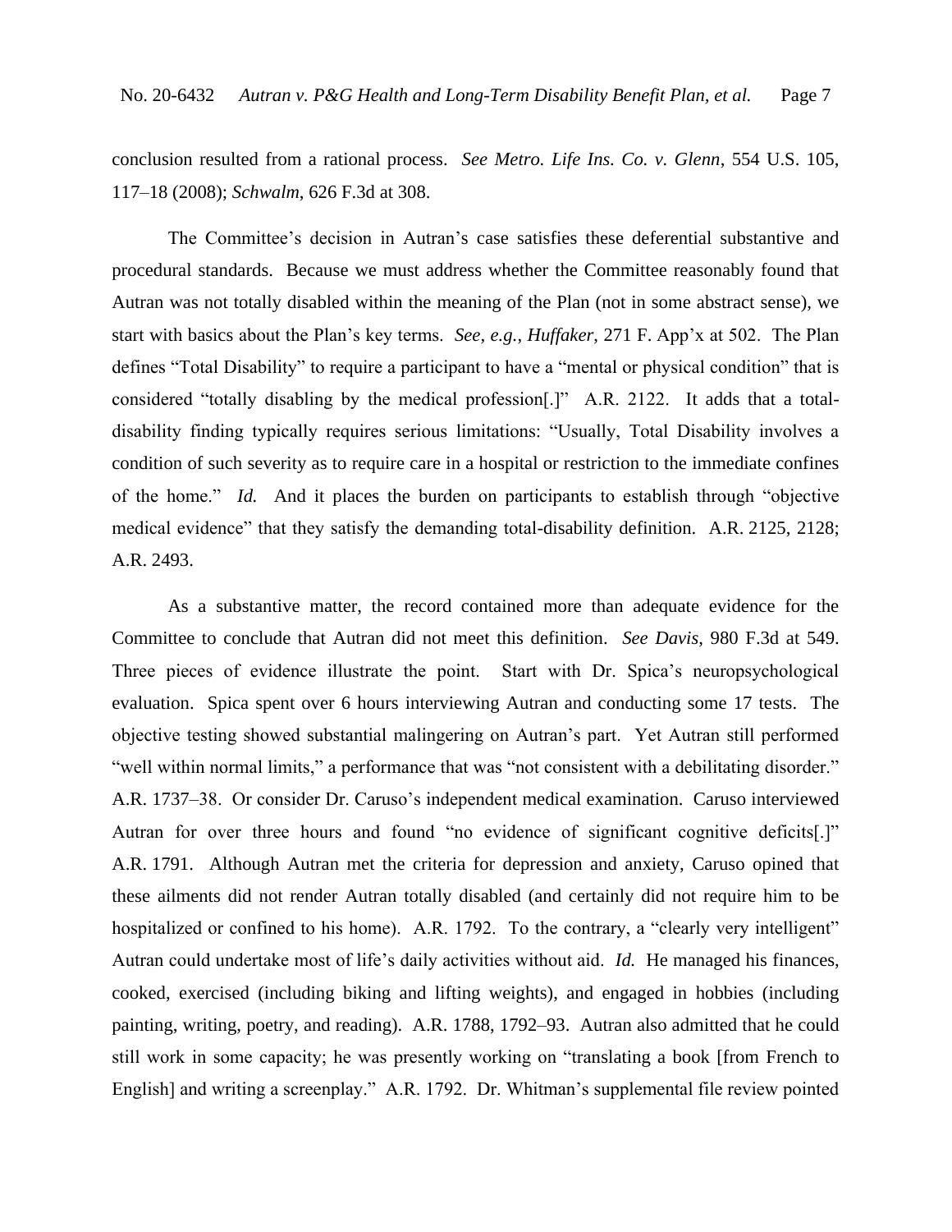conclusion resulted from a rational process. *See Metro. Life Ins. Co. v. Glenn*, 554 U.S. 105, 117–18 (2008); *Schwalm*, 626 F.3d at 308.

The Committee's decision in Autran's case satisfies these deferential substantive and procedural standards. Because we must address whether the Committee reasonably found that Autran was not totally disabled within the meaning of the Plan (not in some abstract sense), we start with basics about the Plan's key terms. *See, e.g.*, *Huffaker*, 271 F. App'x at 502. The Plan defines "Total Disability" to require a participant to have a "mental or physical condition" that is considered "totally disabling by the medical profession[.]" A.R. 2122. It adds that a total-disability finding typically requires serious limitations: "Usually, Total Disability involves a condition of such severity as to require care in a hospital or restriction to the immediate confines of the home." *Id.* And it places the burden on participants to establish through "objective medical evidence" that they satisfy the demanding total-disability definition. A.R. 2125, 2128; A.R. 2493.

As a substantive matter, the record contained more than adequate evidence for the Committee to conclude that Autran did not meet this definition. *See Davis*, 980 F.3d at 549. Three pieces of evidence illustrate the point. Start with Dr. Spica's neuropsychological evaluation. Spica spent over 6 hours interviewing Autran and conducting some 17 tests. The objective testing showed substantial malingering on Autran's part. Yet Autran still performed "well within normal limits," a performance that was "not consistent with a debilitating disorder." A.R. 1737–38. Or consider Dr. Caruso's independent medical examination. Caruso interviewed Autran for over three hours and found "no evidence of significant cognitive deficits[.]" A.R. 1791. Although Autran met the criteria for depression and anxiety, Caruso opined that these ailments did not render Autran totally disabled (and certainly did not require him to be hospitalized or confined to his home). A.R. 1792. To the contrary, a "clearly very intelligent" Autran could undertake most of life's daily activities without aid. *Id.* He managed his finances, cooked, exercised (including biking and lifting weights), and engaged in hobbies (including painting, writing, poetry, and reading). A.R. 1788, 1792–93. Autran also admitted that he could still work in some capacity; he was presently working on "translating a book [from French to English] and writing a screenplay." A.R. 1792. Dr. Whitman's supplemental file review pointed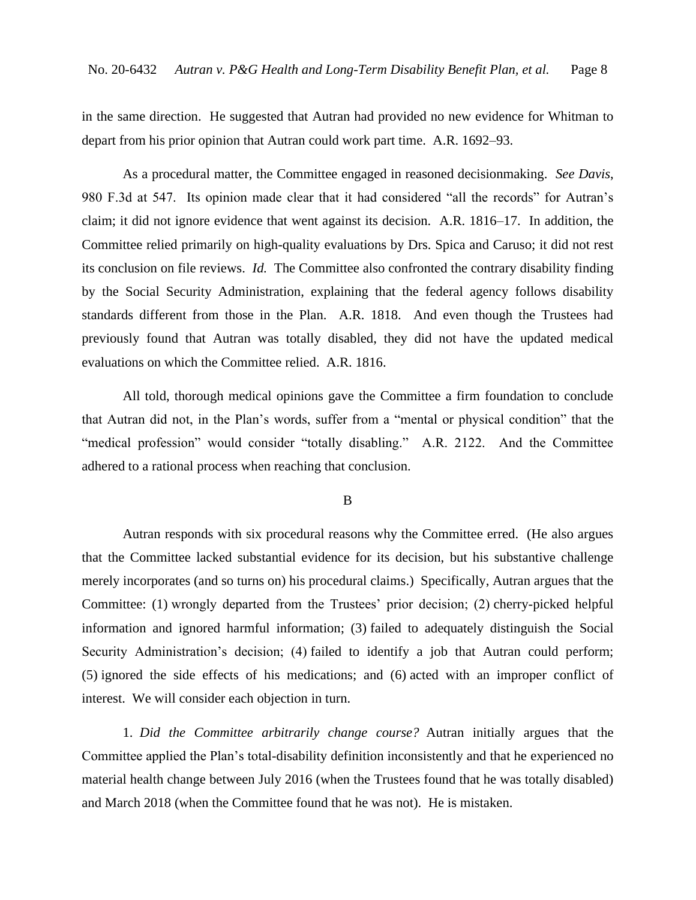in the same direction. He suggested that Autran had provided no new evidence for Whitman to depart from his prior opinion that Autran could work part time. A.R. 1692–93.

As a procedural matter, the Committee engaged in reasoned decisionmaking. *See Davis*, 980 F.3d at 547. Its opinion made clear that it had considered "all the records" for Autran's claim; it did not ignore evidence that went against its decision. A.R. 1816–17. In addition, the Committee relied primarily on high-quality evaluations by Drs. Spica and Caruso; it did not rest its conclusion on file reviews. *Id.* The Committee also confronted the contrary disability finding by the Social Security Administration, explaining that the federal agency follows disability standards different from those in the Plan. A.R. 1818. And even though the Trustees had previously found that Autran was totally disabled, they did not have the updated medical evaluations on which the Committee relied. A.R. 1816.

All told, thorough medical opinions gave the Committee a firm foundation to conclude that Autran did not, in the Plan's words, suffer from a "mental or physical condition" that the "medical profession" would consider "totally disabling." A.R. 2122. And the Committee adhered to a rational process when reaching that conclusion.

## B

Autran responds with six procedural reasons why the Committee erred. (He also argues that the Committee lacked substantial evidence for its decision, but his substantive challenge merely incorporates (and so turns on) his procedural claims.) Specifically, Autran argues that the Committee: (1) wrongly departed from the Trustees' prior decision; (2) cherry-picked helpful information and ignored harmful information; (3) failed to adequately distinguish the Social Security Administration's decision; (4) failed to identify a job that Autran could perform; (5) ignored the side effects of his medications; and (6) acted with an improper conflict of interest. We will consider each objection in turn.

1. *Did the Committee arbitrarily change course?* Autran initially argues that the Committee applied the Plan's total-disability definition inconsistently and that he experienced no material health change between July 2016 (when the Trustees found that he was totally disabled) and March 2018 (when the Committee found that he was not). He is mistaken.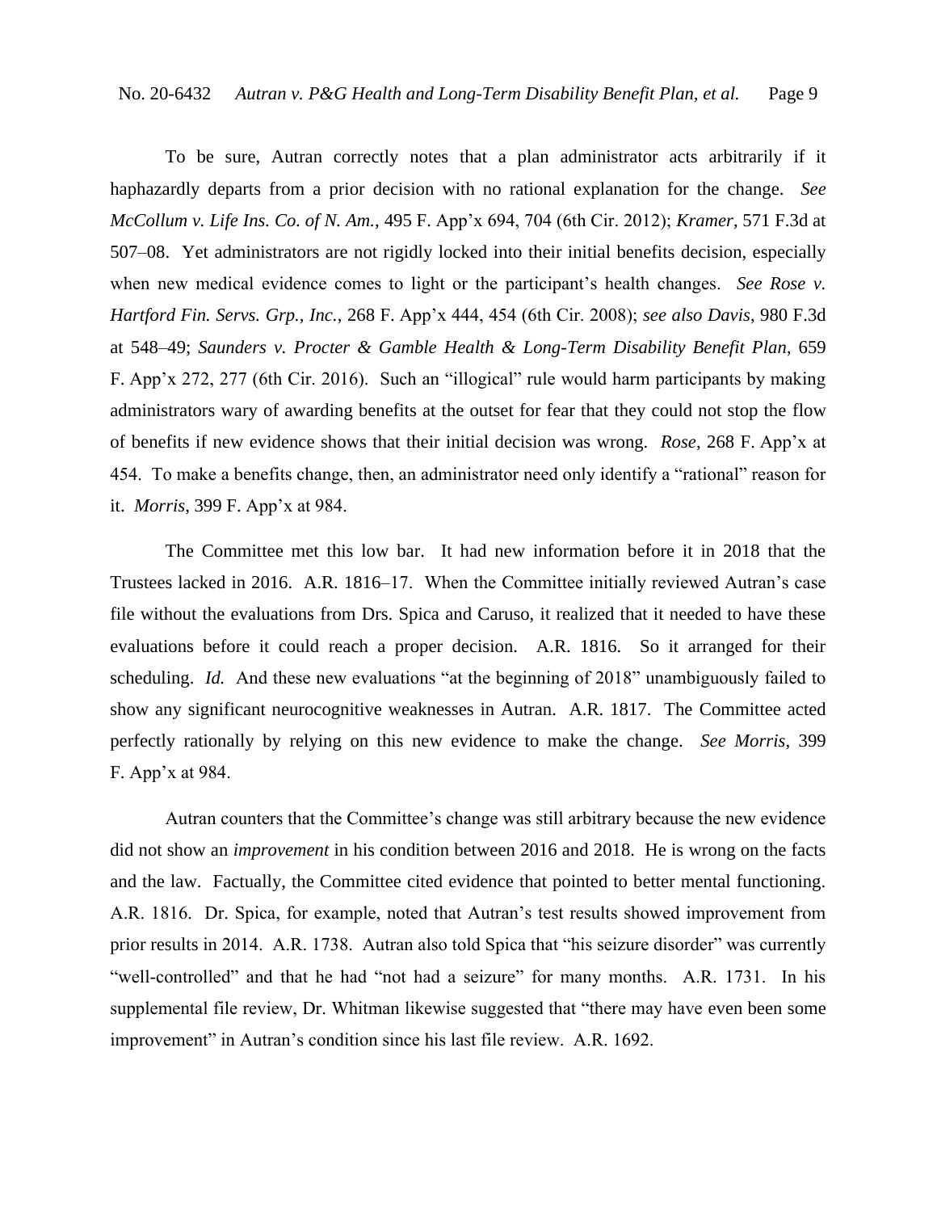To be sure, Autran correctly notes that a plan administrator acts arbitrarily if it haphazardly departs from a prior decision with no rational explanation for the change. *See McCollum v. Life Ins. Co. of N. Am.*, 495 F. App'x 694, 704 (6th Cir. 2012); *Kramer*, 571 F.3d at 507–08. Yet administrators are not rigidly locked into their initial benefits decision, especially when new medical evidence comes to light or the participant's health changes. *See Rose v. Hartford Fin. Servs. Grp., Inc.*, 268 F. App'x 444, 454 (6th Cir. 2008); *see also Davis*, 980 F.3d at 548–49; *Saunders v. Procter & Gamble Health & Long-Term Disability Benefit Plan*, 659 F. App'x 272, 277 (6th Cir. 2016). Such an "illogical" rule would harm participants by making administrators wary of awarding benefits at the outset for fear that they could not stop the flow of benefits if new evidence shows that their initial decision was wrong. *Rose*, 268 F. App'x at 454. To make a benefits change, then, an administrator need only identify a "rational" reason for it. *Morris*, 399 F. App'x at 984.

The Committee met this low bar. It had new information before it in 2018 that the Trustees lacked in 2016. A.R. 1816–17. When the Committee initially reviewed Autran's case file without the evaluations from Drs. Spica and Caruso, it realized that it needed to have these evaluations before it could reach a proper decision. A.R. 1816. So it arranged for their scheduling. *Id.* And these new evaluations "at the beginning of 2018" unambiguously failed to show any significant neurocognitive weaknesses in Autran. A.R. 1817. The Committee acted perfectly rationally by relying on this new evidence to make the change. *See Morris*, 399 F. App'x at 984.

Autran counters that the Committee's change was still arbitrary because the new evidence did not show an *improvement* in his condition between 2016 and 2018. He is wrong on the facts and the law. Factually, the Committee cited evidence that pointed to better mental functioning. A.R. 1816. Dr. Spica, for example, noted that Autran's test results showed improvement from prior results in 2014. A.R. 1738. Autran also told Spica that "his seizure disorder" was currently "well-controlled" and that he had "not had a seizure" for many months. A.R. 1731. In his supplemental file review, Dr. Whitman likewise suggested that "there may have even been some improvement" in Autran's condition since his last file review. A.R. 1692.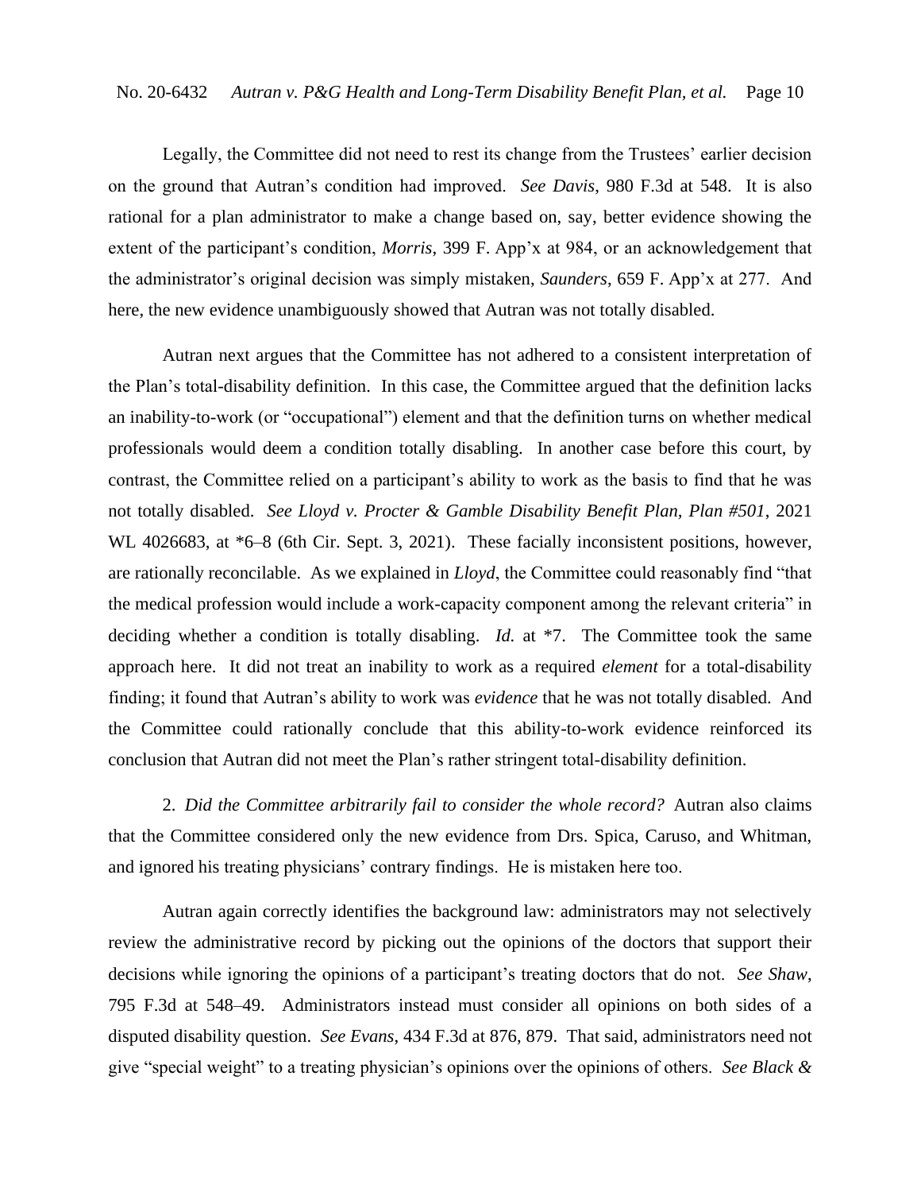Legally, the Committee did not need to rest its change from the Trustees' earlier decision on the ground that Autran's condition had improved. *See Davis*, 980 F.3d at 548. It is also rational for a plan administrator to make a change based on, say, better evidence showing the extent of the participant's condition, *Morris*, 399 F. App'x at 984, or an acknowledgement that the administrator's original decision was simply mistaken, *Saunders*, 659 F. App'x at 277. And here, the new evidence unambiguously showed that Autran was not totally disabled.

Autran next argues that the Committee has not adhered to a consistent interpretation of the Plan's total-disability definition. In this case, the Committee argued that the definition lacks an inability-to-work (or "occupational") element and that the definition turns on whether medical professionals would deem a condition totally disabling. In another case before this court, by contrast, the Committee relied on a participant's ability to work as the basis to find that he was not totally disabled. *See Lloyd v. Procter & Gamble Disability Benefit Plan, Plan #501*, 2021 WL 4026683, at *6–8 (6th Cir. Sept. 3, 2021). These facially inconsistent positions, however, are rationally reconcilable. As we explained in *Lloyd*, the Committee could reasonably find "that the medical profession would include a work-capacity component among the relevant criteria" in deciding whether a condition is totally disabling. *Id.* at *7. The Committee took the same approach here. It did not treat an inability to work as a required *element* for a total-disability finding; it found that Autran's ability to work was *evidence* that he was not totally disabled. And the Committee could rationally conclude that this ability-to-work evidence reinforced its conclusion that Autran did not meet the Plan's rather stringent total-disability definition.

2. *Did the Committee arbitrarily fail to consider the whole record?* Autran also claims that the Committee considered only the new evidence from Drs. Spica, Caruso, and Whitman, and ignored his treating physicians' contrary findings. He is mistaken here too.

Autran again correctly identifies the background law: administrators may not selectively review the administrative record by picking out the opinions of the doctors that support their decisions while ignoring the opinions of a participant's treating doctors that do not. *See Shaw*, 795 F.3d at 548–49. Administrators instead must consider all opinions on both sides of a disputed disability question. *See Evans*, 434 F.3d at 876, 879. That said, administrators need not give "special weight" to a treating physician's opinions over the opinions of others. *See Black &*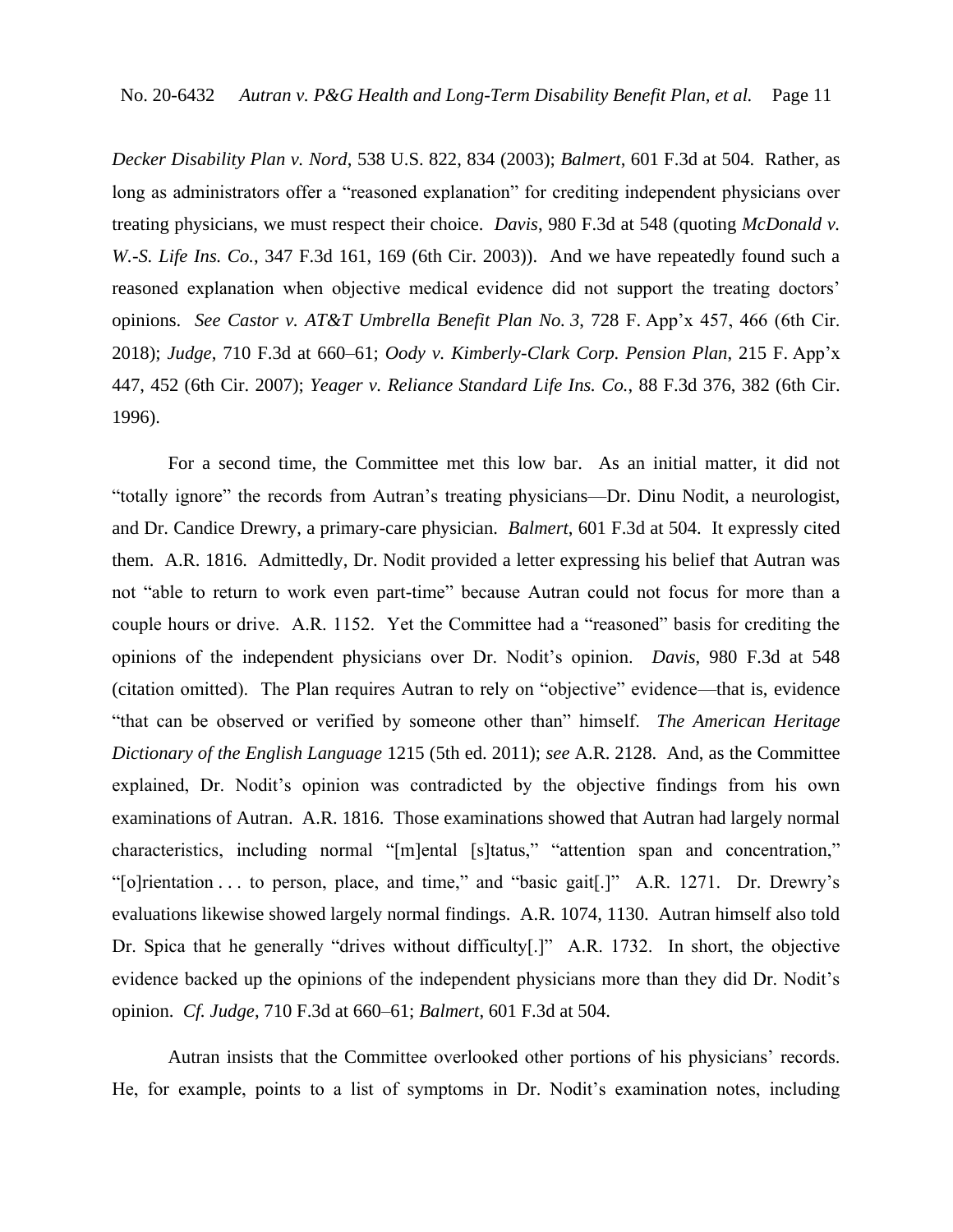*Decker Disability Plan v. Nord*, 538 U.S. 822, 834 (2003); *Balmert*, 601 F.3d at 504. Rather, as long as administrators offer a "reasoned explanation" for crediting independent physicians over treating physicians, we must respect their choice. *Davis*, 980 F.3d at 548 (quoting *McDonald v. W.-S. Life Ins. Co.*, 347 F.3d 161, 169 (6th Cir. 2003)). And we have repeatedly found such a reasoned explanation when objective medical evidence did not support the treating doctors' opinions. *See Castor v. AT&T Umbrella Benefit Plan No. 3,* 728 F. App'x 457, 466 (6th Cir. 2018); *Judge*, 710 F.3d at 660–61; *Oody v. Kimberly-Clark Corp. Pension Plan*, 215 F. App'x 447, 452 (6th Cir. 2007); *Yeager v. Reliance Standard Life Ins. Co.*, 88 F.3d 376, 382 (6th Cir. 1996).

For a second time, the Committee met this low bar. As an initial matter, it did not "totally ignore" the records from Autran's treating physicians—Dr. Dinu Nodit, a neurologist, and Dr. Candice Drewry, a primary-care physician. *Balmert*, 601 F.3d at 504. It expressly cited them. A.R. 1816. Admittedly, Dr. Nodit provided a letter expressing his belief that Autran was not "able to return to work even part-time" because Autran could not focus for more than a couple hours or drive. A.R. 1152. Yet the Committee had a "reasoned" basis for crediting the opinions of the independent physicians over Dr. Nodit's opinion. *Davis*, 980 F.3d at 548 (citation omitted). The Plan requires Autran to rely on "objective" evidence—that is, evidence "that can be observed or verified by someone other than" himself. *The American Heritage Dictionary of the English Language* 1215 (5th ed. 2011); *see* A.R. 2128. And, as the Committee explained, Dr. Nodit's opinion was contradicted by the objective findings from his own examinations of Autran. A.R. 1816. Those examinations showed that Autran had largely normal characteristics, including normal "[m]ental [s]tatus," "attention span and concentration," "[o]rientation . . . to person, place, and time," and "basic gait[.]" A.R. 1271. Dr. Drewry's evaluations likewise showed largely normal findings. A.R. 1074, 1130. Autran himself also told Dr. Spica that he generally "drives without difficulty[.]" A.R. 1732. In short, the objective evidence backed up the opinions of the independent physicians more than they did Dr. Nodit's opinion. *Cf. Judge*, 710 F.3d at 660–61; *Balmert*, 601 F.3d at 504.

Autran insists that the Committee overlooked other portions of his physicians' records. He, for example, points to a list of symptoms in Dr. Nodit's examination notes, including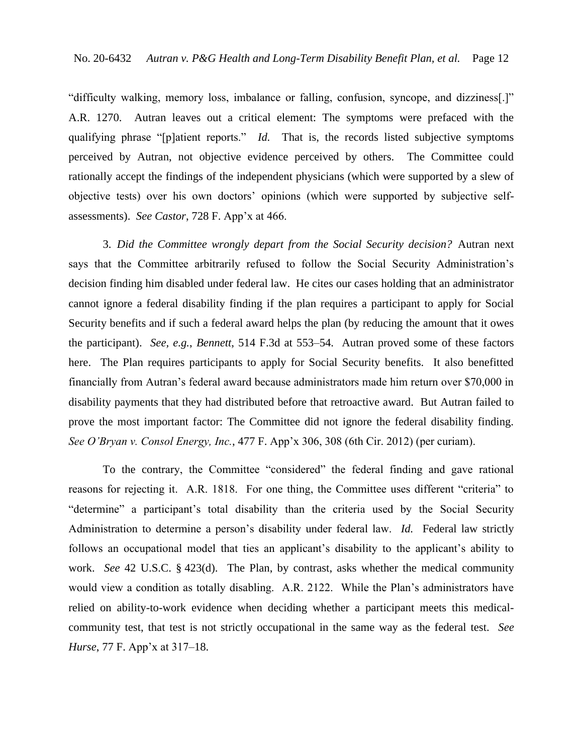"difficulty walking, memory loss, imbalance or falling, confusion, syncope, and dizziness[.]" A.R. 1270. Autran leaves out a critical element: The symptoms were prefaced with the qualifying phrase "[p]atient reports." *Id.* That is, the records listed subjective symptoms perceived by Autran, not objective evidence perceived by others. The Committee could rationally accept the findings of the independent physicians (which were supported by a slew of objective tests) over his own doctors' opinions (which were supported by subjective self-assessments). *See Castor*, 728 F. App'x at 466.

3. *Did the Committee wrongly depart from the Social Security decision?* Autran next says that the Committee arbitrarily refused to follow the Social Security Administration's decision finding him disabled under federal law. He cites our cases holding that an administrator cannot ignore a federal disability finding if the plan requires a participant to apply for Social Security benefits and if such a federal award helps the plan (by reducing the amount that it owes the participant). *See, e.g.*, *Bennett*, 514 F.3d at 553–54. Autran proved some of these factors here. The Plan requires participants to apply for Social Security benefits. It also benefitted financially from Autran's federal award because administrators made him return over $70,000 in disability payments that they had distributed before that retroactive award. But Autran failed to prove the most important factor: The Committee did not ignore the federal disability finding. *See O'Bryan v. Consol Energy, Inc.*, 477 F. App'x 306, 308 (6th Cir. 2012) (per curiam).

To the contrary, the Committee "considered" the federal finding and gave rational reasons for rejecting it. A.R. 1818. For one thing, the Committee uses different "criteria" to "determine" a participant's total disability than the criteria used by the Social Security Administration to determine a person's disability under federal law. *Id.* Federal law strictly follows an occupational model that ties an applicant's disability to the applicant's ability to work. *See* 42 U.S.C. § 423(d). The Plan, by contrast, asks whether the medical community would view a condition as totally disabling. A.R. 2122. While the Plan's administrators have relied on ability-to-work evidence when deciding whether a participant meets this medical-community test, that test is not strictly occupational in the same way as the federal test. *See Hurse*, 77 F. App'x at 317–18.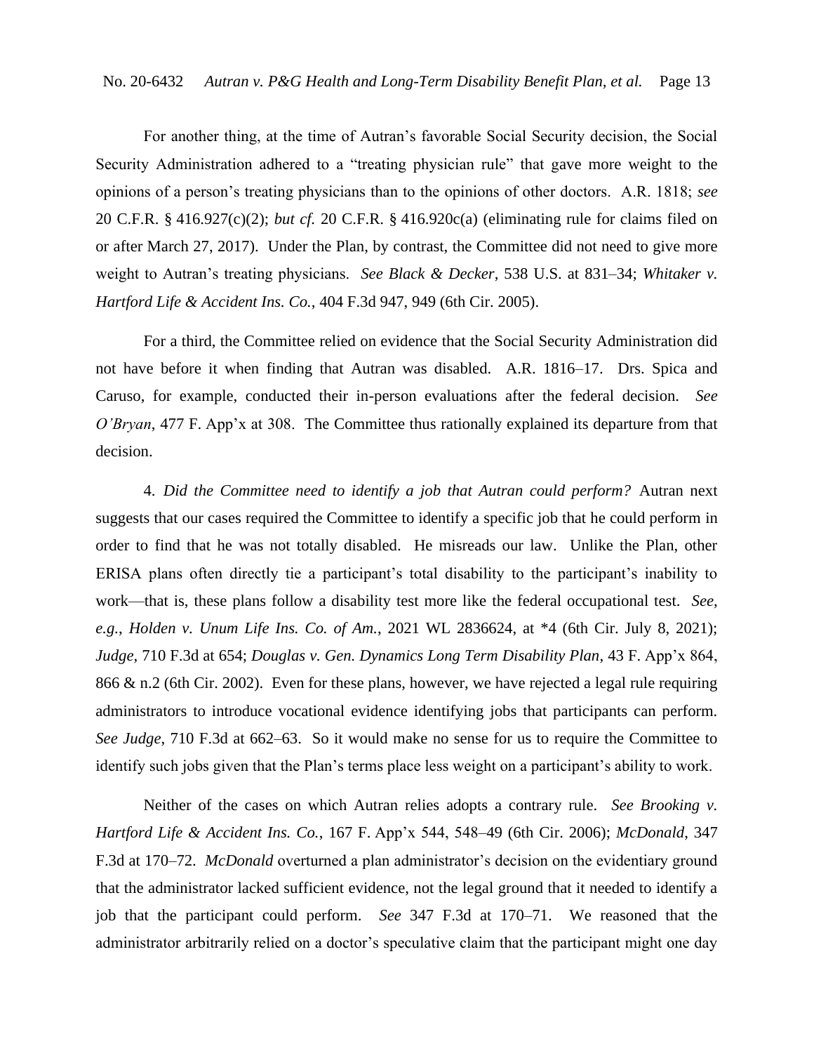For another thing, at the time of Autran's favorable Social Security decision, the Social Security Administration adhered to a "treating physician rule" that gave more weight to the opinions of a person's treating physicians than to the opinions of other doctors. A.R. 1818; *see* 20 C.F.R. § 416.927(c)(2); *but cf.* 20 C.F.R. § 416.920c(a) (eliminating rule for claims filed on or after March 27, 2017). Under the Plan, by contrast, the Committee did not need to give more weight to Autran's treating physicians. *See Black & Decker*, 538 U.S. at 831–34; *Whitaker v. Hartford Life & Accident Ins. Co.*, 404 F.3d 947, 949 (6th Cir. 2005).

For a third, the Committee relied on evidence that the Social Security Administration did not have before it when finding that Autran was disabled. A.R. 1816–17. Drs. Spica and Caruso, for example, conducted their in-person evaluations after the federal decision. *See O'Bryan*, 477 F. App'x at 308. The Committee thus rationally explained its departure from that decision.

4. *Did the Committee need to identify a job that Autran could perform?* Autran next suggests that our cases required the Committee to identify a specific job that he could perform in order to find that he was not totally disabled. He misreads our law. Unlike the Plan, other ERISA plans often directly tie a participant's total disability to the participant's inability to work—that is, these plans follow a disability test more like the federal occupational test. *See, e.g.*, *Holden v. Unum Life Ins. Co. of Am.*, 2021 WL 2836624, at *4 (6th Cir. July 8, 2021); *Judge*, 710 F.3d at 654; *Douglas v. Gen. Dynamics Long Term Disability Plan*, 43 F. App'x 864, 866 & n.2 (6th Cir. 2002). Even for these plans, however, we have rejected a legal rule requiring administrators to introduce vocational evidence identifying jobs that participants can perform. *See Judge*, 710 F.3d at 662–63. So it would make no sense for us to require the Committee to identify such jobs given that the Plan's terms place less weight on a participant's ability to work.

Neither of the cases on which Autran relies adopts a contrary rule. *See Brooking v. Hartford Life & Accident Ins. Co.*, 167 F. App'x 544, 548–49 (6th Cir. 2006); *McDonald*, 347 F.3d at 170–72. *McDonald* overturned a plan administrator's decision on the evidentiary ground that the administrator lacked sufficient evidence, not the legal ground that it needed to identify a job that the participant could perform. *See* 347 F.3d at 170–71. We reasoned that the administrator arbitrarily relied on a doctor's speculative claim that the participant might one day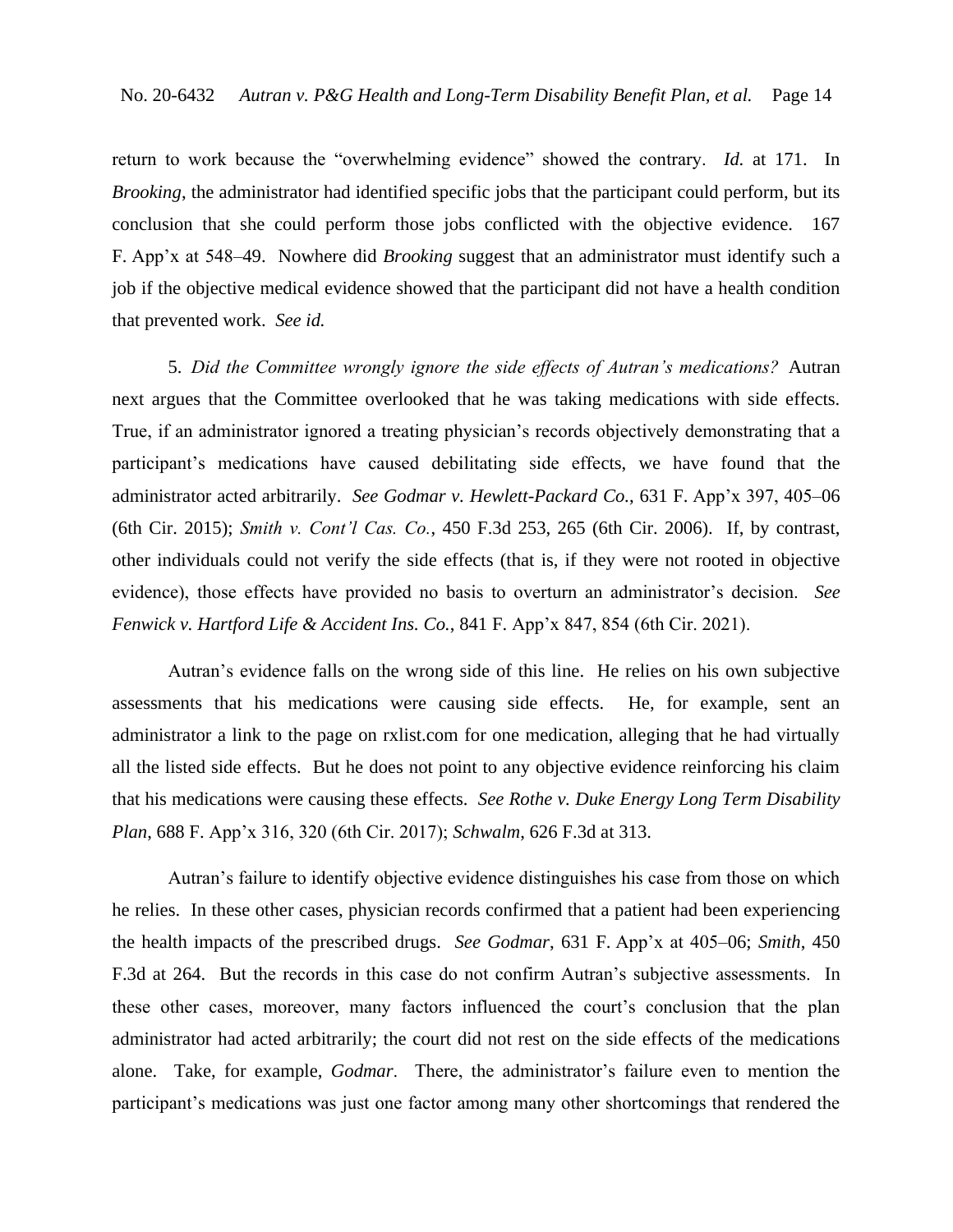return to work because the "overwhelming evidence" showed the contrary. *Id.* at 171. In *Brooking*, the administrator had identified specific jobs that the participant could perform, but its conclusion that she could perform those jobs conflicted with the objective evidence. 167 F. App'x at 548–49. Nowhere did *Brooking* suggest that an administrator must identify such a job if the objective medical evidence showed that the participant did not have a health condition that prevented work. *See id.*

5. *Did the Committee wrongly ignore the side effects of Autran's medications?* Autran next argues that the Committee overlooked that he was taking medications with side effects. True, if an administrator ignored a treating physician's records objectively demonstrating that a participant's medications have caused debilitating side effects, we have found that the administrator acted arbitrarily. *See Godmar v. Hewlett-Packard Co.*, 631 F. App'x 397, 405–06 (6th Cir. 2015); *Smith v. Cont'l Cas. Co.*, 450 F.3d 253, 265 (6th Cir. 2006). If, by contrast, other individuals could not verify the side effects (that is, if they were not rooted in objective evidence), those effects have provided no basis to overturn an administrator's decision. *See Fenwick v. Hartford Life & Accident Ins. Co.*, 841 F. App'x 847, 854 (6th Cir. 2021).

Autran's evidence falls on the wrong side of this line. He relies on his own subjective assessments that his medications were causing side effects. He, for example, sent an administrator a link to the page on rxlist.com for one medication, alleging that he had virtually all the listed side effects. But he does not point to any objective evidence reinforcing his claim that his medications were causing these effects. *See Rothe v. Duke Energy Long Term Disability Plan*, 688 F. App'x 316, 320 (6th Cir. 2017); *Schwalm*, 626 F.3d at 313.

Autran's failure to identify objective evidence distinguishes his case from those on which he relies. In these other cases, physician records confirmed that a patient had been experiencing the health impacts of the prescribed drugs. *See Godmar*, 631 F. App'x at 405–06; *Smith*, 450 F.3d at 264. But the records in this case do not confirm Autran's subjective assessments. In these other cases, moreover, many factors influenced the court's conclusion that the plan administrator had acted arbitrarily; the court did not rest on the side effects of the medications alone. Take, for example, *Godmar*. There, the administrator's failure even to mention the participant's medications was just one factor among many other shortcomings that rendered the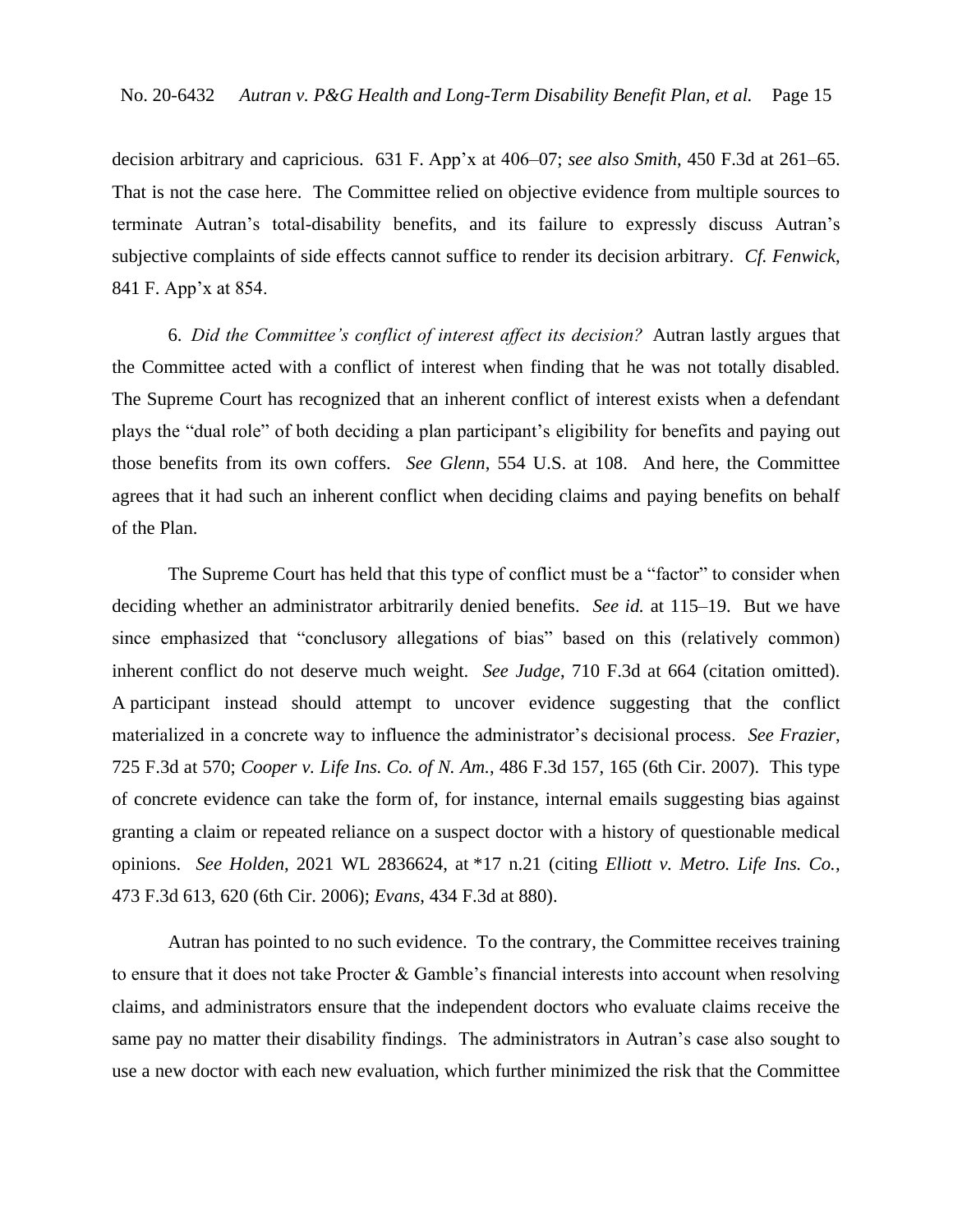decision arbitrary and capricious. 631 F. App'x at 406–07; *see also Smith*, 450 F.3d at 261–65. That is not the case here. The Committee relied on objective evidence from multiple sources to terminate Autran's total-disability benefits, and its failure to expressly discuss Autran's subjective complaints of side effects cannot suffice to render its decision arbitrary. *Cf. Fenwick*, 841 F. App'x at 854.

6. *Did the Committee's conflict of interest affect its decision?* Autran lastly argues that the Committee acted with a conflict of interest when finding that he was not totally disabled. The Supreme Court has recognized that an inherent conflict of interest exists when a defendant plays the "dual role" of both deciding a plan participant's eligibility for benefits and paying out those benefits from its own coffers. *See Glenn*, 554 U.S. at 108. And here, the Committee agrees that it had such an inherent conflict when deciding claims and paying benefits on behalf of the Plan.

The Supreme Court has held that this type of conflict must be a "factor" to consider when deciding whether an administrator arbitrarily denied benefits. *See id.* at 115–19. But we have since emphasized that "conclusory allegations of bias" based on this (relatively common) inherent conflict do not deserve much weight. *See Judge*, 710 F.3d at 664 (citation omitted). A participant instead should attempt to uncover evidence suggesting that the conflict materialized in a concrete way to influence the administrator's decisional process. *See Frazier*, 725 F.3d at 570; *Cooper v. Life Ins. Co. of N. Am.*, 486 F.3d 157, 165 (6th Cir. 2007). This type of concrete evidence can take the form of, for instance, internal emails suggesting bias against granting a claim or repeated reliance on a suspect doctor with a history of questionable medical opinions. *See Holden*, 2021 WL 2836624, at *17 n.21 (citing *Elliott v. Metro. Life Ins. Co.*, 473 F.3d 613, 620 (6th Cir. 2006); *Evans*, 434 F.3d at 880).

Autran has pointed to no such evidence. To the contrary, the Committee receives training to ensure that it does not take Procter & Gamble's financial interests into account when resolving claims, and administrators ensure that the independent doctors who evaluate claims receive the same pay no matter their disability findings. The administrators in Autran's case also sought to use a new doctor with each new evaluation, which further minimized the risk that the Committee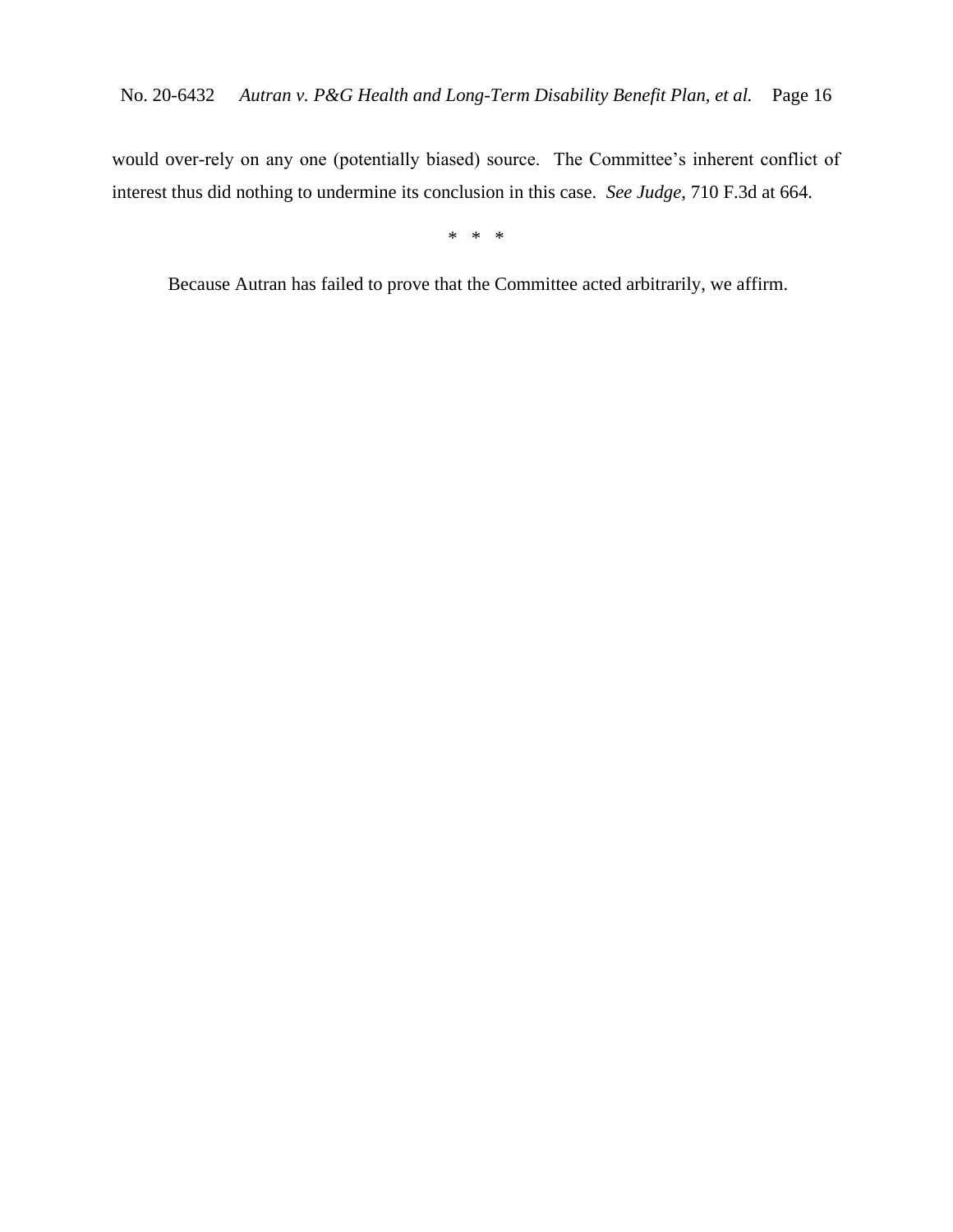would over-rely on any one (potentially biased) source. The Committee's inherent conflict of interest thus did nothing to undermine its conclusion in this case. *See Judge*, 710 F.3d at 664.

\* \* \*

Because Autran has failed to prove that the Committee acted arbitrarily, we affirm.